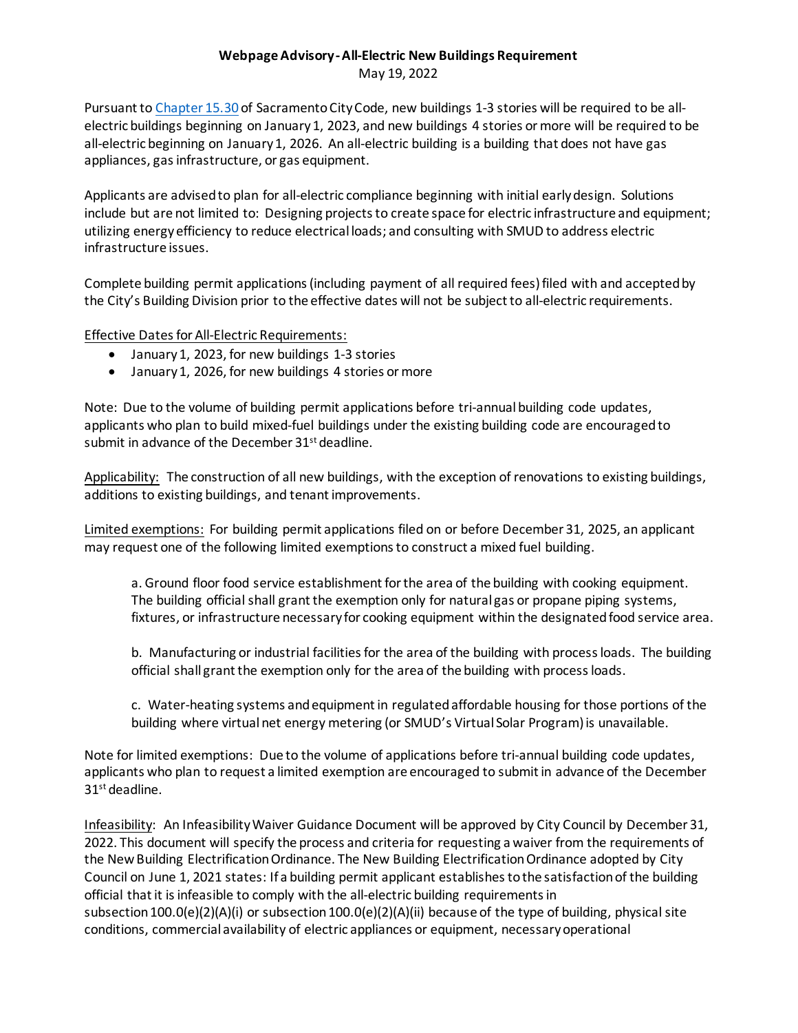# Webpage Advisory - All-Electric New Buildings Requirement

May 19, 2022

Pursuant to [Chapter 15.30](Chapter 15.30) of Sacramento City Code, new buildings 1-3 stories will be required to be all-electric buildings beginning on January 1, 2023, and new buildings 4 stories or more will be required to be all-electric beginning on January 1, 2026. An all-electric building is a building that does not have gas appliances, gas infrastructure, or gas equipment.

Applicants are advised to plan for all-electric compliance beginning with initial early design. Solutions include but are not limited to: Designing projects to create space for electric infrastructure and equipment; utilizing energy efficiency to reduce electrical loads; and consulting with SMUD to address electric infrastructure issues.

Complete building permit applications (including payment of all required fees) filed with and accepted by the City's Building Division prior to the effective dates will not be subject to all-electric requirements.

<u>Effective Dates for All-Electric Requirements:</u>

- January 1, 2023, for new buildings 1-3 stories
- January 1, 2026, for new buildings 4 stories or more

Note: Due to the volume of building permit applications before tri-annual building code updates, applicants who plan to build mixed-fuel buildings under the existing building code are encouraged to submit in advance of the December 31st deadline.

<u>Applicability:</u> The construction of all new buildings, with the exception of renovations to existing buildings, additions to existing buildings, and tenant improvements.

<u>Limited exemptions:</u> For building permit applications filed on or before December 31, 2025, an applicant may request one of the following limited exemptions to construct a mixed fuel building.

> a. Ground floor food service establishment for the area of the building with cooking equipment. The building official shall grant the exemption only for natural gas or propane piping systems, fixtures, or infrastructure necessary for cooking equipment within the designated food service area.
>
> b. Manufacturing or industrial facilities for the area of the building with process loads. The building official shall grant the exemption only for the area of the building with process loads.
>
> c. Water-heating systems and equipment in regulated affordable housing for those portions of the building where virtual net energy metering (or SMUD's Virtual Solar Program) is unavailable.

Note for limited exemptions: Due to the volume of applications before tri-annual building code updates, applicants who plan to request a limited exemption are encouraged to submit in advance of the December 31st deadline.

<u>Infeasibility</u>: An Infeasibility Waiver Guidance Document will be approved by City Council by December 31, 2022. This document will specify the process and criteria for requesting a waiver from the requirements of the New Building Electrification Ordinance. The New Building Electrification Ordinance adopted by City Council on June 1, 2021 states: If a building permit applicant establishes to the satisfaction of the building official that it is infeasible to comply with the all-electric building requirements in subsection 100.0(e)(2)(A)(i) or subsection 100.0(e)(2)(A)(ii) because of the type of building, physical site conditions, commercial availability of electric appliances or equipment, necessary operational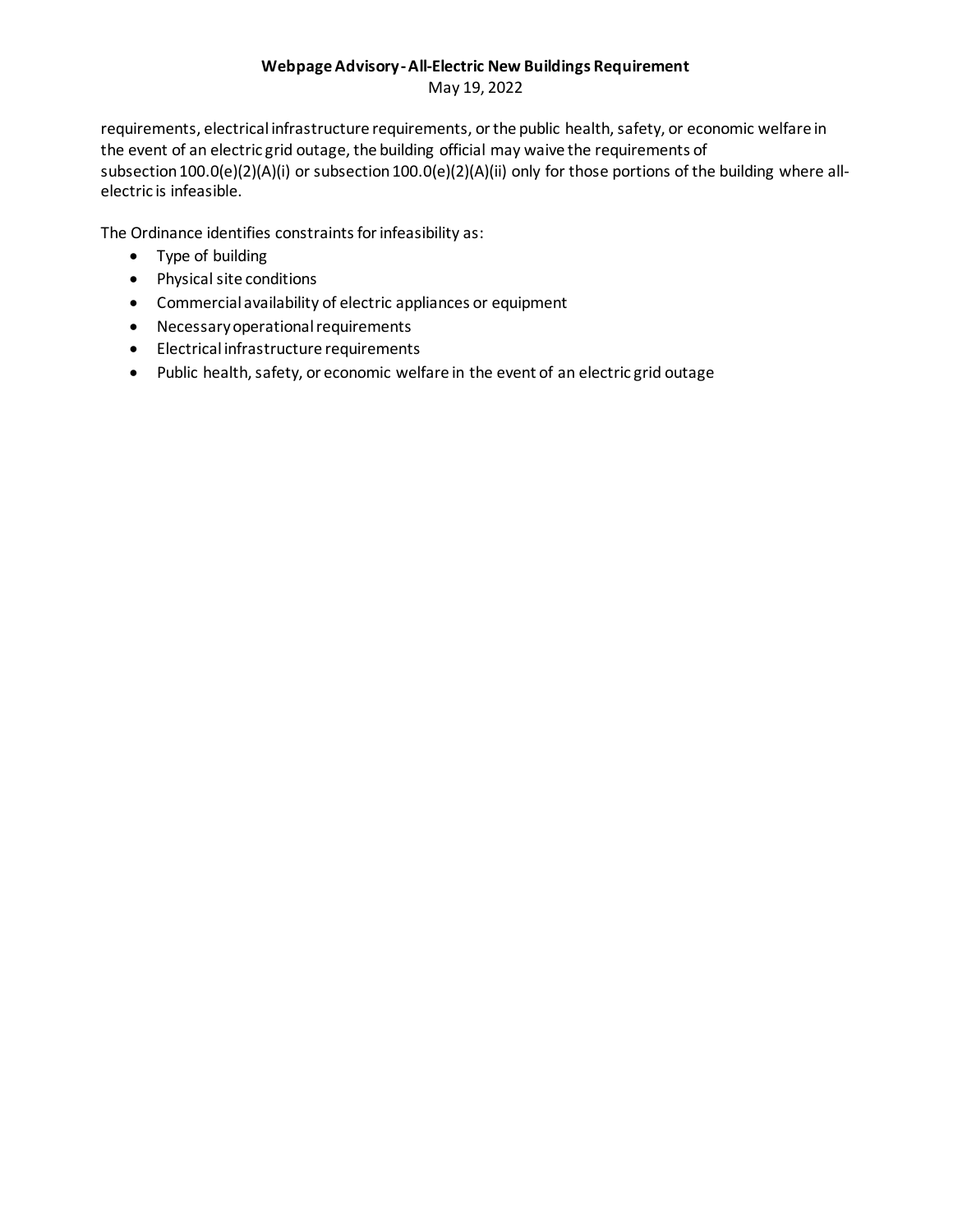requirements, electrical infrastructure requirements, or the public health, safety, or economic welfare in the event of an electric grid outage, the building official may waive the requirements of subsection 100.0(e)(2)(A)(i) or subsection 100.0(e)(2)(A)(ii) only for those portions of the building where all-electric is infeasible.

The Ordinance identifies constraints for infeasibility as:

- Type of building
- Physical site conditions
- Commercial availability of electric appliances or equipment
- Necessary operational requirements
- Electrical infrastructure requirements
- Public health, safety, or economic welfare in the event of an electric grid outage